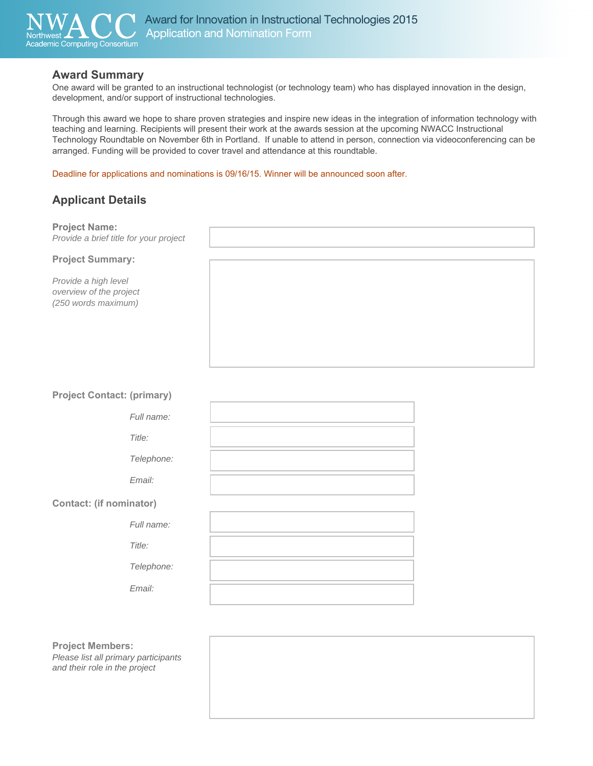# NWACC Northwest Academic Computing Consortium

## Award for Innovation in Instructional Technologies 2015
## Application and Nomination Form

## Award Summary

One award will be granted to an instructional technologist (or technology team) who has displayed innovation in the design, development, and/or support of instructional technologies.

Through this award we hope to share proven strategies and inspire new ideas in the integration of information technology with teaching and learning. Recipients will present their work at the awards session at the upcoming NWACC Instructional Technology Roundtable on November 6th in Portland. If unable to attend in person, connection via videoconferencing can be arranged. Funding will be provided to cover travel and attendance at this roundtable.

Deadline for applications and nominations is 09/16/15. Winner will be announced soon after.

## Applicant Details

**Project Name:**
*Provide a brief title for your project*

**Project Summary:**

*Provide a high level overview of the project (250 words maximum)*

**Project Contact: (primary)**

*Full name:*

*Title:*

*Telephone:*

*Email:*

**Contact: (if nominator)**

*Full name:*

*Title:*

*Telephone:*

*Email:*

**Project Members:**
*Please list all primary participants and their role in the project*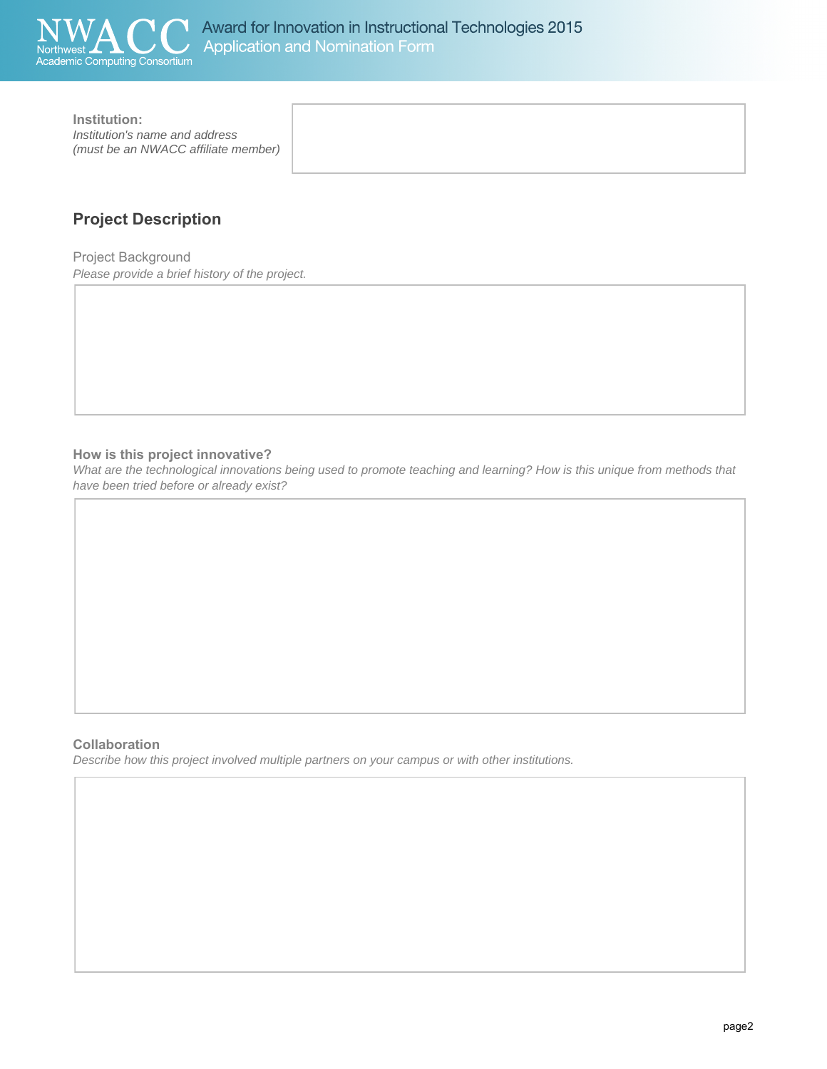**Institution:**
*Institution's name and address*
*(must be an NWACC affiliate member)*

## Project Description

Project Background

*Please provide a brief history of the project.*

**How is this project innovative?**

*What are the technological innovations being used to promote teaching and learning? How is this unique from methods that have been tried before or already exist?*

**Collaboration**

*Describe how this project involved multiple partners on your campus or with other institutions.*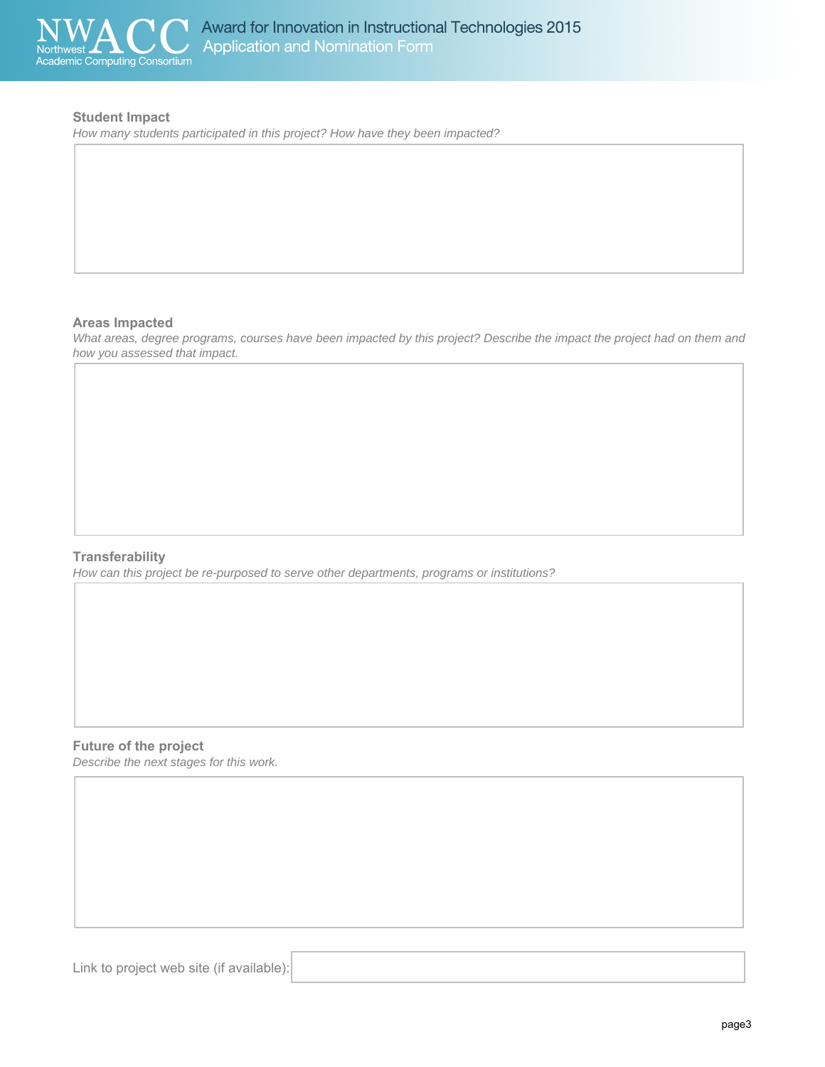### Student Impact

*How many students participated in this project? How have they been impacted?*

### Areas Impacted

*What areas, degree programs, courses have been impacted by this project? Describe the impact the project had on them and how you assessed that impact.*

### Transferability

*How can this project be re-purposed to serve other departments, programs or institutions?*

### Future of the project

*Describe the next stages for this work.*

Link to project web site (if available):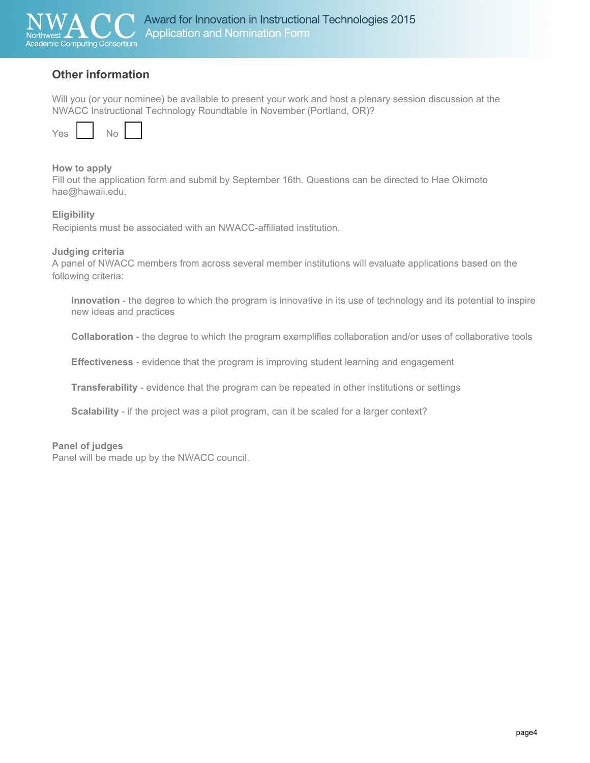## Other information

Will you (or your nominee) be available to present your work and host a plenary session discussion at the NWACC Instructional Technology Roundtable in November (Portland, OR)?

Yes ☐ No ☐

**How to apply**

Fill out the application form and submit by September 16th. Questions can be directed to Hae Okimoto hae@hawaii.edu.

**Eligibility**

Recipients must be associated with an NWACC-affiliated institution.

**Judging criteria**

A panel of NWACC members from across several member institutions will evaluate applications based on the following criteria:

**Innovation** - the degree to which the program is innovative in its use of technology and its potential to inspire new ideas and practices

**Collaboration** - the degree to which the program exemplifies collaboration and/or uses of collaborative tools

**Effectiveness** - evidence that the program is improving student learning and engagement

**Transferability** - evidence that the program can be repeated in other institutions or settings

**Scalability** - if the project was a pilot program, can it be scaled for a larger context?

**Panel of judges**

Panel will be made up by the NWACC council.